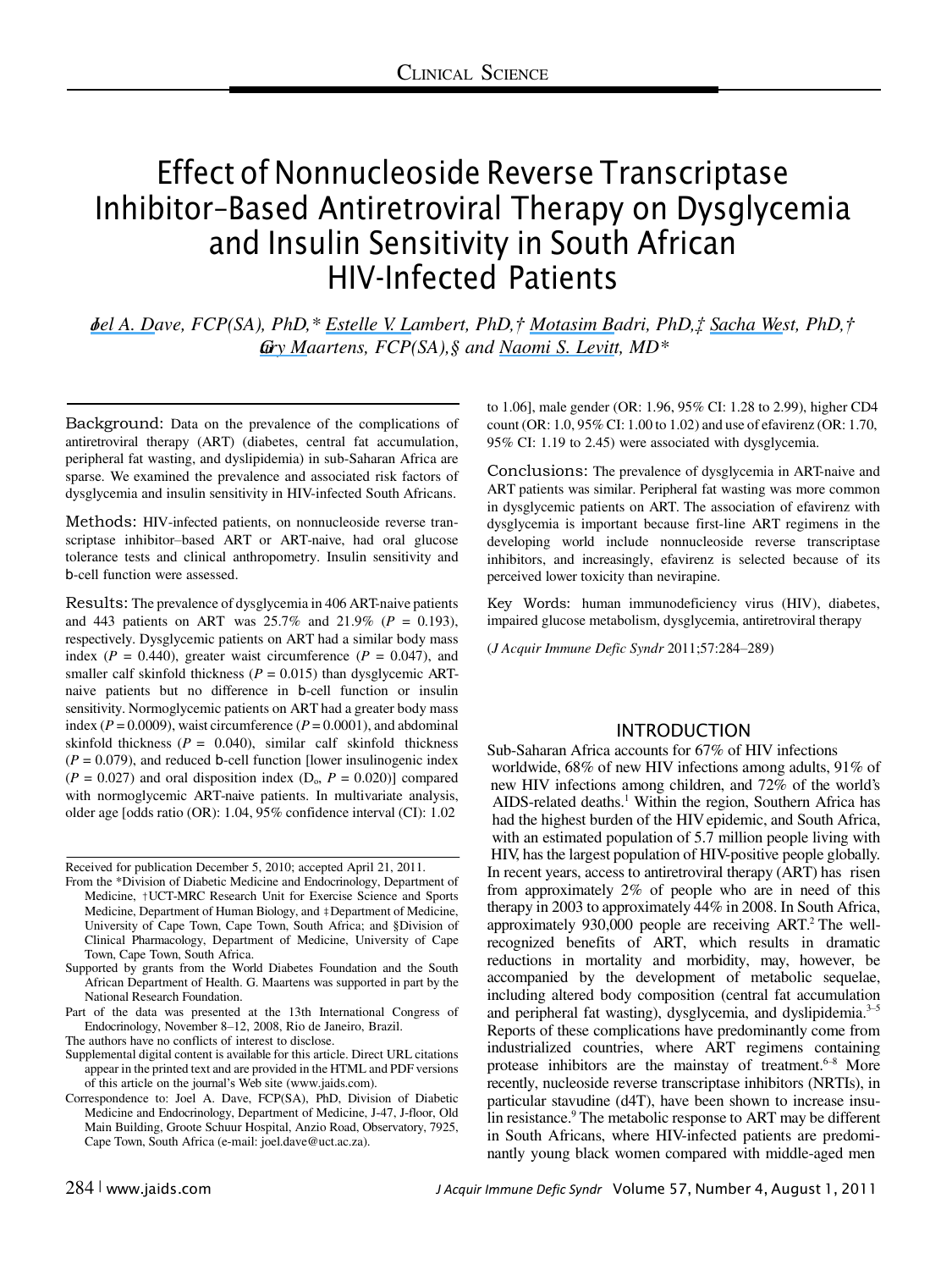Clinical Science

# Effect of Nonnucleoside Reverse Transcriptase Inhibitor–Based Antiretroviral Therapy on Dysglycemia and Insulin Sensitivity in South African HIV-Infected Patients

*Joel A. Dave, FCP(SA), PhD,\* Estelle V. Lambert, PhD,† Motasim Badri, PhD,‡ Sacha West, PhD,† Gary Maartens, FCP(SA),§ and Naomi S. Levitt, MD\**

**Background:** Data on the prevalence of the complications of antiretroviral therapy (ART) (diabetes, central fat accumulation, peripheral fat wasting, and dyslipidemia) in sub-Saharan Africa are sparse. We examined the prevalence and associated risk factors of dysglycemia and insulin sensitivity in HIV-infected South Africans.

**Methods:** HIV-infected patients, on nonnucleoside reverse transcriptase inhibitor–based ART or ART-naive, had oral glucose tolerance tests and clinical anthropometry. Insulin sensitivity and β-cell function were assessed.

**Results:** The prevalence of dysglycemia in 406 ART-naive patients and 443 patients on ART was 25.7% and 21.9% ($P = 0.193$), respectively. Dysglycemic patients on ART had a similar body mass index ($P = 0.440$), greater waist circumference ($P = 0.047$), and smaller calf skinfold thickness ($P = 0.015$) than dysglycemic ART-naive patients but no difference in β-cell function or insulin sensitivity. Normoglycemic patients on ART had a greater body mass index ($P = 0.0009$), waist circumference ($P = 0.0001$), and abdominal skinfold thickness ($P = 0.040$), similar calf skinfold thickness ($P = 0.079$), and reduced β-cell function [lower insulinogenic index ($P = 0.027$) and oral disposition index ($D_o$, $P = 0.020$)] compared with normoglycemic ART-naive patients. In multivariate analysis, older age [odds ratio (OR): 1.04, 95% confidence interval (CI): 1.02 to 1.06], male gender (OR: 1.96, 95% CI: 1.28 to 2.99), higher CD4 count (OR: 1.0, 95% CI: 1.00 to 1.02) and use of efavirenz (OR: 1.70, 95% CI: 1.19 to 2.45) were associated with dysglycemia.

**Conclusions:** The prevalence of dysglycemia in ART-naive and ART patients was similar. Peripheral fat wasting was more common in dysglycemic patients on ART. The association of efavirenz with dysglycemia is important because first-line ART regimens in the developing world include nonnucleoside reverse transcriptase inhibitors, and increasingly, efavirenz is selected because of its perceived lower toxicity than nevirapine.

**Key Words:** human immunodeficiency virus (HIV), diabetes, impaired glucose metabolism, dysglycemia, antiretroviral therapy

(*J Acquir Immune Defic Syndr* 2011;57:284–289)

Received for publication December 5, 2010; accepted April 21, 2011.

From the \*Division of Diabetic Medicine and Endocrinology, Department of Medicine, †UCT-MRC Research Unit for Exercise Science and Sports Medicine, Department of Human Biology, and ‡Department of Medicine, University of Cape Town, Cape Town, South Africa; and §Division of Clinical Pharmacology, Department of Medicine, University of Cape Town, Cape Town, South Africa.

Supported by grants from the World Diabetes Foundation and the South African Department of Health. G. Maartens was supported in part by the National Research Foundation.

Part of the data was presented at the 13th International Congress of Endocrinology, November 8–12, 2008, Rio de Janeiro, Brazil.

The authors have no conflicts of interest to disclose.

Supplemental digital content is available for this article. Direct URL citations appear in the printed text and are provided in the HTML and PDF versions of this article on the journal's Web site (www.jaids.com).

Correspondence to: Joel A. Dave, FCP(SA), PhD, Division of Diabetic Medicine and Endocrinology, Department of Medicine, J-47, J-floor, Old Main Building, Groote Schuur Hospital, Anzio Road, Observatory, 7925, Cape Town, South Africa (e-mail: joel.dave@uct.ac.za).

## INTRODUCTION

Sub-Saharan Africa accounts for 67% of HIV infections worldwide, 68% of new HIV infections among adults, 91% of new HIV infections among children, and 72% of the world's AIDS-related deaths.[1] Within the region, Southern Africa has had the highest burden of the HIV epidemic, and South Africa, with an estimated population of 5.7 million people living with HIV, has the largest population of HIV-positive people globally. In recent years, access to antiretroviral therapy (ART) has risen from approximately 2% of people who are in need of this therapy in 2003 to approximately 44% in 2008. In South Africa, approximately 930,000 people are receiving ART.[2] The well-recognized benefits of ART, which results in dramatic reductions in mortality and morbidity, may, however, be accompanied by the development of metabolic sequelae, including altered body composition (central fat accumulation and peripheral fat wasting), dysglycemia, and dyslipidemia.[3–5] Reports of these complications have predominantly come from industrialized countries, where ART regimens containing protease inhibitors are the mainstay of treatment.[6–8] More recently, nucleoside reverse transcriptase inhibitors (NRTIs), in particular stavudine (d4T), have been shown to increase insulin resistance.[9] The metabolic response to ART may be different in South Africans, where HIV-infected patients are predominantly young black women compared with middle-aged men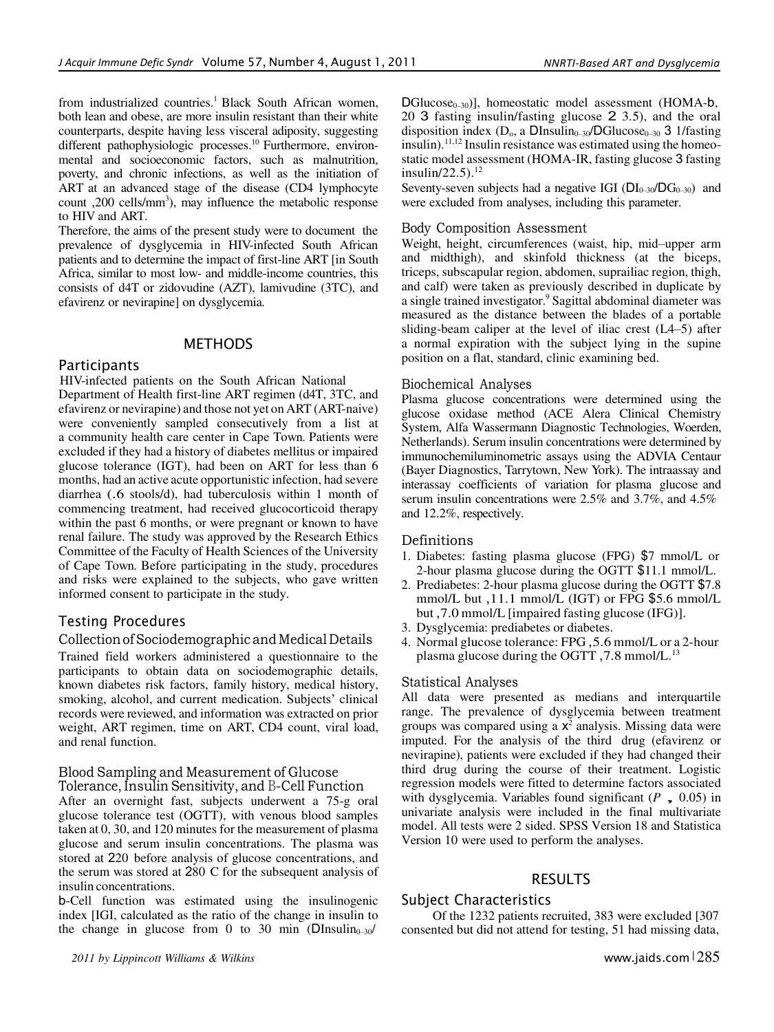from industrialized countries.[1] Black South African women, both lean and obese, are more insulin resistant than their white counterparts, despite having less visceral adiposity, suggesting different pathophysiologic processes.[10] Furthermore, environmental and socioeconomic factors, such as malnutrition, poverty, and chronic infections, as well as the initiation of ART at an advanced stage of the disease (CD4 lymphocyte count ,200 cells/mm[3]), may influence the metabolic response to HIV and ART.

Therefore, the aims of the present study were to document the prevalence of dysglycemia in HIV-infected South African patients and to determine the impact of first-line ART [in South Africa, similar to most low- and middle-income countries, this consists of d4T or zidovudine (AZT), lamivudine (3TC), and efavirenz or nevirapine] on dysglycemia.

## METHODS

### Participants

HIV-infected patients on the South African National Department of Health first-line ART regimen (d4T, 3TC, and efavirenz or nevirapine) and those not yet on ART (ART-naive) were conveniently sampled consecutively from a list at a community health care center in Cape Town. Patients were excluded if they had a history of diabetes mellitus or impaired glucose tolerance (IGT), had been on ART for less than 6 months, had an active acute opportunistic infection, had severe diarrhea (.6 stools/d), had tuberculosis within 1 month of commencing treatment, had received glucocorticoid therapy within the past 6 months, or were pregnant or known to have renal failure. The study was approved by the Research Ethics Committee of the Faculty of Health Sciences of the University of Cape Town. Before participating in the study, procedures and risks were explained to the subjects, who gave written informed consent to participate in the study.

### Testing Procedures

#### Collection of Sociodemographic and Medical Details

Trained field workers administered a questionnaire to the participants to obtain data on sociodemographic details, known diabetes risk factors, family history, medical history, smoking, alcohol, and current medication. Subjects' clinical records were reviewed, and information was extracted on prior weight, ART regimen, time on ART, CD4 count, viral load, and renal function.

#### Blood Sampling and Measurement of Glucose Tolerance, Insulin Sensitivity, and B-Cell Function

After an overnight fast, subjects underwent a 75-g oral glucose tolerance test (OGTT), with venous blood samples taken at 0, 30, and 120 minutes for the measurement of plasma glucose and serum insulin concentrations. The plasma was stored at 220 before analysis of glucose concentrations, and the serum was stored at 280 C for the subsequent analysis of insulin concentrations.

b-Cell function was estimated using the insulinogenic index [IGI, calculated as the ratio of the change in insulin to the change in glucose from 0 to 30 min ($DInsulin_{0–30}$/$DGlucose_{0–30}$)], homeostatic model assessment (HOMA-b, 20 3 fasting insulin/fasting glucose 2 3.5), and the oral disposition index ($D_o$, a $DInsulin_{0–30}$/$DGlucose_{0–30}$ 3 1/fasting insulin).[11,12] Insulin resistance was estimated using the homeostatic model assessment (HOMA-IR, fasting glucose 3 fasting insulin/22.5).[12]

Seventy-seven subjects had a negative IGI ($DI_{0–30}$/$DG_{0–30}$) and were excluded from analyses, including this parameter.

#### Body Composition Assessment

Weight, height, circumferences (waist, hip, mid–upper arm and midthigh), and skinfold thickness (at the biceps, triceps, subscapular region, abdomen, suprailiac region, thigh, and calf) were taken as previously described in duplicate by a single trained investigator.[9] Sagittal abdominal diameter was measured as the distance between the blades of a portable sliding-beam caliper at the level of iliac crest (L4–5) after a normal expiration with the subject lying in the supine position on a flat, standard, clinic examining bed.

#### Biochemical Analyses

Plasma glucose concentrations were determined using the glucose oxidase method (ACE Alera Clinical Chemistry System, Alfa Wassermann Diagnostic Technologies, Woerden, Netherlands). Serum insulin concentrations were determined by immunochemiluminometric assays using the ADVIA Centaur (Bayer Diagnostics, Tarrytown, New York). The intraassay and interassay coefficients of variation for plasma glucose and serum insulin concentrations were 2.5% and 3.7%, and 4.5% and 12.2%, respectively.

#### Definitions

1. Diabetes: fasting plasma glucose (FPG) $7 mmol/L or 2-hour plasma glucose during the OGTT $11.1 mmol/L.
2. Prediabetes: 2-hour plasma glucose during the OGTT $7.8 mmol/L but ,11.1 mmol/L (IGT) or FPG $5.6 mmol/L but ,7.0 mmol/L [impaired fasting glucose (IFG)].
3. Dysglycemia: prediabetes or diabetes.
4. Normal glucose tolerance: FPG ,5.6 mmol/L or a 2-hour plasma glucose during the OGTT ,7.8 mmol/L.[13]

#### Statistical Analyses

All data were presented as medians and interquartile range. The prevalence of dysglycemia between treatment groups was compared using a $x^2$ analysis. Missing data were imputed. For the analysis of the third drug (efavirenz or nevirapine), patients were excluded if they had changed their third drug during the course of their treatment. Logistic regression models were fitted to determine factors associated with dysglycemia. Variables found significant ($P$ , 0.05) in univariate analysis were included in the final multivariate model. All tests were 2 sided. SPSS Version 18 and Statistica Version 10 were used to perform the analyses.

## RESULTS

### Subject Characteristics

Of the 1232 patients recruited, 383 were excluded [307 consented but did not attend for testing, 51 had missing data,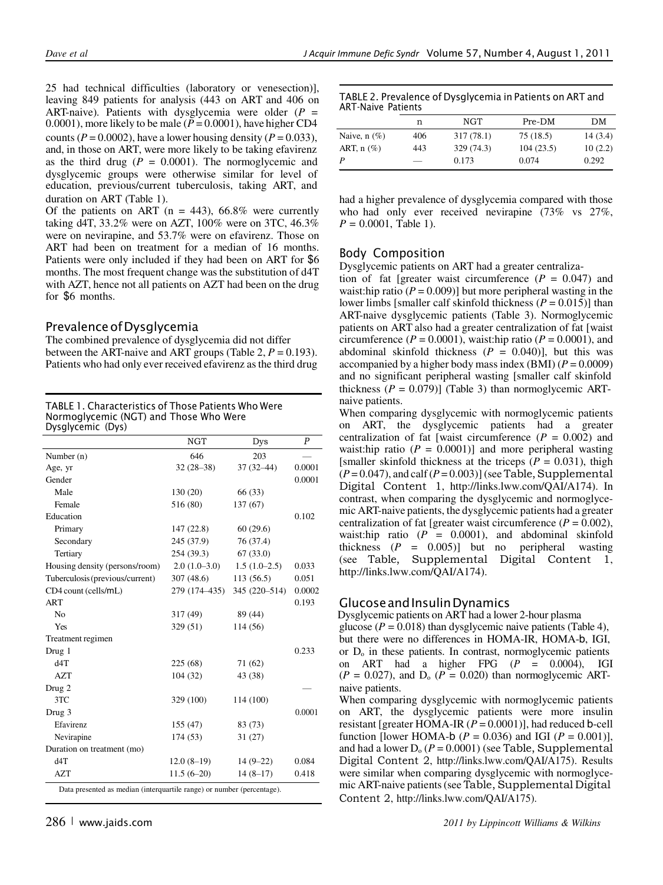25 had technical difficulties (laboratory or venesection)], leaving 849 patients for analysis (443 on ART and 406 on ART-naive). Patients with dysglycemia were older ($P$ = 0.0001), more likely to be male ($P$ = 0.0001), have higher CD4 counts ($P$ = 0.0002), have a lower housing density ($P$ = 0.033), and, in those on ART, were more likely to be taking efavirenz as the third drug ($P$ = 0.0001). The normoglycemic and dysglycemic groups were otherwise similar for level of education, previous/current tuberculosis, taking ART, and duration on ART (Table 1).

Of the patients on ART (n = 443), 66.8% were currently taking d4T, 33.2% were on AZT, 100% were on 3TC, 46.3% were on nevirapine, and 53.7% were on efavirenz. Those on ART had been on treatment for a median of 16 months. Patients were only included if they had been on ART for $6 months. The most frequent change was the substitution of d4T with AZT, hence not all patients on AZT had been on the drug for $6 months.

## Prevalence of Dysglycemia

The combined prevalence of dysglycemia did not differ between the ART-naive and ART groups (Table 2, $P$ = 0.193). Patients who had only ever received efavirenz as the third drug had a higher prevalence of dysglycemia compared with those who had only ever received nevirapine (73% vs 27%, $P$ = 0.0001, Table 1).

TABLE 1. Characteristics of Those Patients Who Were Normoglycemic (NGT) and Those Who Were Dysglycemic (Dys)

| | NGT | Dys | $P$ |
|---|---|---|---|
| Number (n) | 646 | 203 | — |
| Age, yr | 32 (28–38) | 37 (32–44) | 0.0001 |
| Gender | | | 0.0001 |
| Male | 130 (20) | 66 (33) | |
| Female | 516 (80) | 137 (67) | |
| Education | | | 0.102 |
| Primary | 147 (22.8) | 60 (29.6) | |
| Secondary | 245 (37.9) | 76 (37.4) | |
| Tertiary | 254 (39.3) | 67 (33.0) | |
| Housing density (persons/room) | 2.0 (1.0–3.0) | 1.5 (1.0–2.5) | 0.033 |
| Tuberculosis (previous/current) | 307 (48.6) | 113 (56.5) | 0.051 |
| CD4 count (cells/mL) | 279 (174–435) | 345 (220–514) | 0.0002 |
| ART | | | 0.193 |
| No | 317 (49) | 89 (44) | |
| Yes | 329 (51) | 114 (56) | |
| Treatment regimen | | | |
| Drug 1 | | | 0.233 |
| d4T | 225 (68) | 71 (62) | |
| AZT | 104 (32) | 43 (38) | |
| Drug 2 | | | — |
| 3TC | 329 (100) | 114 (100) | |
| Drug 3 | | | 0.0001 |
| Efavirenz | 155 (47) | 83 (73) | |
| Nevirapine | 174 (53) | 31 (27) | |
| Duration on treatment (mo) | | | |
| d4T | 12.0 (8–19) | 14 (9–22) | 0.084 |
| AZT | 11.5 (6–20) | 14 (8–17) | 0.418 |

Data presented as median (interquartile range) or number (percentage).

TABLE 2. Prevalence of Dysglycemia in Patients on ART and ART-Naive Patients

| | n | NGT | Pre-DM | DM |
|---|---|---|---|---|
| Naive, n (%) | 406 | 317 (78.1) | 75 (18.5) | 14 (3.4) |
| ART, n (%) | 443 | 329 (74.3) | 104 (23.5) | 10 (2.2) |
| $P$ | — | 0.173 | 0.074 | 0.292 |

## Body Composition

Dysglycemic patients on ART had a greater centralization of fat [greater waist circumference ($P$ = 0.047) and waist:hip ratio ($P$ = 0.009)] but more peripheral wasting in the lower limbs [smaller calf skinfold thickness ($P$ = 0.015)] than ART-naive dysglycemic patients (Table 3). Normoglycemic patients on ART also had a greater centralization of fat [waist circumference ($P$ = 0.0001), waist:hip ratio ($P$ = 0.0001), and abdominal skinfold thickness ($P$ = 0.040)], but this was accompanied by a higher body mass index (BMI) ($P$ = 0.0009) and no significant peripheral wasting [smaller calf skinfold thickness ($P$ = 0.079)] (Table 3) than normoglycemic ART-naive patients.

When comparing dysglycemic with normoglycemic patients on ART, the dysglycemic patients had a greater centralization of fat [waist circumference ($P$ = 0.002) and waist:hip ratio ($P$ = 0.0001)] and more peripheral wasting [smaller skinfold thickness at the triceps ($P$ = 0.031), thigh ($P$ = 0.047), and calf ($P$ = 0.003)] (see Table, Supplemental Digital Content 1, http://links.lww.com/QAI/A174). In contrast, when comparing the dysglycemic and normoglycemic ART-naive patients, the dysglycemic patients had a greater centralization of fat [greater waist circumference ($P$ = 0.002), waist:hip ratio ($P$ = 0.0001), and abdominal skinfold thickness ($P$ = 0.005)] but no peripheral wasting (see Table, Supplemental Digital Content 1, http://links.lww.com/QAI/A174).

## Glucose and Insulin Dynamics

Dysglycemic patients on ART had a lower 2-hour plasma glucose ($P$ = 0.018) than dysglycemic naive patients (Table 4), but there were no differences in HOMA-IR, HOMA-b, IGI, or $D_o$ in these patients. In contrast, normoglycemic patients on ART had a higher FPG ($P$ = 0.0004), IGI ($P$ = 0.027), and $D_o$ ($P$ = 0.020) than normoglycemic ART-naive patients.

When comparing dysglycemic with normoglycemic patients on ART, the dysglycemic patients were more insulin resistant [greater HOMA-IR ($P$ = 0.0001)], had reduced b-cell function [lower HOMA-b ($P$ = 0.036) and IGI ($P$ = 0.001)], and had a lower $D_o$ ($P$ = 0.0001) (see Table, Supplemental Digital Content 2, http://links.lww.com/QAI/A175). Results were similar when comparing dysglycemic with normoglycemic ART-naive patients (see Table, Supplemental Digital Content 2, http://links.lww.com/QAI/A175).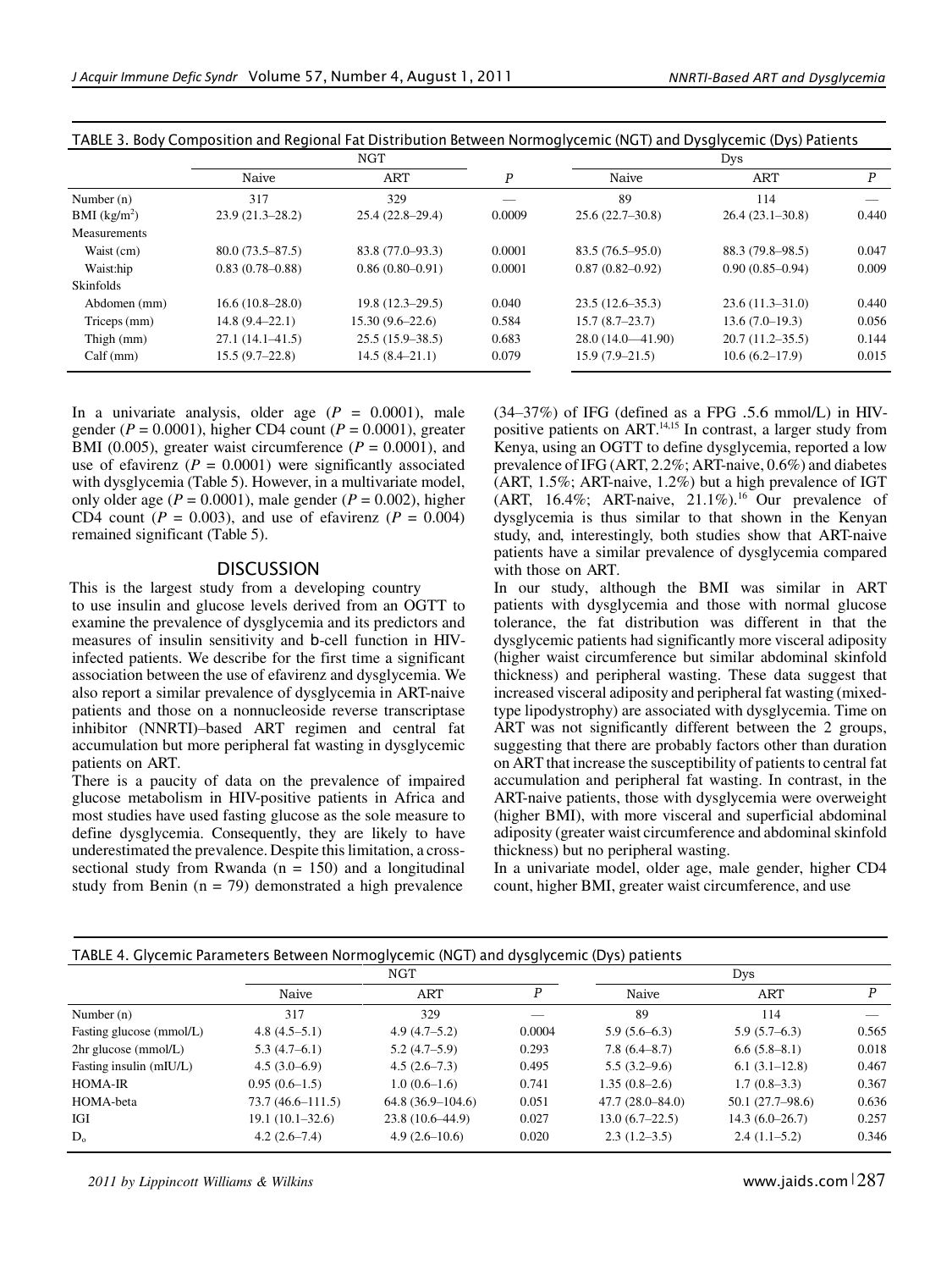TABLE 3. Body Composition and Regional Fat Distribution Between Normoglycemic (NGT) and Dysglycemic (Dys) Patients

| | NGT | | | Dys | | |
|---|---|---|---|---|---|---|
| | Naive | ART | *P* | Naive | ART | *P* |
| Number (n) | 317 | 329 | — | 89 | 114 | — |
| BMI (kg/m$^2$) | 23.9 (21.3–28.2) | 25.4 (22.8–29.4) | 0.0009 | 25.6 (22.7–30.8) | 26.4 (23.1–30.8) | 0.440 |
| Measurements | | | | | | |
| Waist (cm) | 80.0 (73.5–87.5) | 83.8 (77.0–93.3) | 0.0001 | 83.5 (76.5–95.0) | 88.3 (79.8–98.5) | 0.047 |
| Waist:hip | 0.83 (0.78–0.88) | 0.86 (0.80–0.91) | 0.0001 | 0.87 (0.82–0.92) | 0.90 (0.85–0.94) | 0.009 |
| Skinfolds | | | | | | |
| Abdomen (mm) | 16.6 (10.8–28.0) | 19.8 (12.3–29.5) | 0.040 | 23.5 (12.6–35.3) | 23.6 (11.3–31.0) | 0.440 |
| Triceps (mm) | 14.8 (9.4–22.1) | 15.30 (9.6–22.6) | 0.584 | 15.7 (8.7–23.7) | 13.6 (7.0–19.3) | 0.056 |
| Thigh (mm) | 27.1 (14.1–41.5) | 25.5 (15.9–38.5) | 0.683 | 28.0 (14.0—41.90) | 20.7 (11.2–35.5) | 0.144 |
| Calf (mm) | 15.5 (9.7–22.8) | 14.5 (8.4–21.1) | 0.079 | 15.9 (7.9–21.5) | 10.6 (6.2–17.9) | 0.015 |

In a univariate analysis, older age ($P = 0.0001$), male gender ($P = 0.0001$), higher CD4 count ($P = 0.0001$), greater BMI (0.005), greater waist circumference ($P = 0.0001$), and use of efavirenz ($P = 0.0001$) were significantly associated with dysglycemia (Table 5). However, in a multivariate model, only older age ($P = 0.0001$), male gender ($P = 0.002$), higher CD4 count ($P = 0.003$), and use of efavirenz ($P = 0.004$) remained significant (Table 5).

## DISCUSSION

This is the largest study from a developing country to use insulin and glucose levels derived from an OGTT to examine the prevalence of dysglycemia and its predictors and measures of insulin sensitivity and b-cell function in HIV-infected patients. We describe for the first time a significant association between the use of efavirenz and dysglycemia. We also report a similar prevalence of dysglycemia in ART-naive patients and those on a nonnucleoside reverse transcriptase inhibitor (NNRTI)–based ART regimen and central fat accumulation but more peripheral fat wasting in dysglycemic patients on ART.

There is a paucity of data on the prevalence of impaired glucose metabolism in HIV-positive patients in Africa and most studies have used fasting glucose as the sole measure to define dysglycemia. Consequently, they are likely to have underestimated the prevalence. Despite this limitation, a cross-sectional study from Rwanda (n = 150) and a longitudinal study from Benin (n = 79) demonstrated a high prevalence (34–37%) of IFG (defined as a FPG .5.6 mmol/L) in HIV-positive patients on ART.[14,15] In contrast, a larger study from Kenya, using an OGTT to define dysglycemia, reported a low prevalence of IFG (ART, 1.5%; ART-naive, 0.6%) and diabetes (ART, 1.5%; ART-naive, 1.2%) but a high prevalence of IGT (ART, 16.4%; ART-naive, 21.1%).[16] Our prevalence of dysglycemia is thus similar to that shown in the Kenyan study, and, interestingly, both studies show that ART-naive patients have a similar prevalence of dysglycemia compared with those on ART.

In our study, although the BMI was similar in ART patients with dysglycemia and those with normal glucose tolerance, the fat distribution was different in that the dysglycemic patients had significantly more visceral adiposity (higher waist circumference but similar abdominal skinfold thickness) and peripheral wasting. These data suggest that increased visceral adiposity and peripheral fat wasting (mixed-type lipodystrophy) are associated with dysglycemia. Time on ART was not significantly different between the 2 groups, suggesting that there are probably factors other than duration on ART that increase the susceptibility of patients to central fat accumulation and peripheral fat wasting. In contrast, in the ART-naive patients, those with dysglycemia were overweight (higher BMI), with more visceral and superficial abdominal adiposity (greater waist circumference and abdominal skinfold thickness) but no peripheral wasting.

In a univariate model, older age, male gender, higher CD4 count, higher BMI, greater waist circumference, and use

TABLE 4. Glycemic Parameters Between Normoglycemic (NGT) and dysglycemic (Dys) patients

| | NGT | | | Dys | | |
|---|---|---|---|---|---|---|
| | Naive | ART | *P* | Naive | ART | *P* |
| Number (n) | 317 | 329 | — | 89 | 114 | — |
| Fasting glucose (mmol/L) | 4.8 (4.5–5.1) | 4.9 (4.7–5.2) | 0.0004 | 5.9 (5.6–6.3) | 5.9 (5.7–6.3) | 0.565 |
| 2hr glucose (mmol/L) | 5.3 (4.7–6.1) | 5.2 (4.7–5.9) | 0.293 | 7.8 (6.4–8.7) | 6.6 (5.8–8.1) | 0.018 |
| Fasting insulin (mIU/L) | 4.5 (3.0–6.9) | 4.5 (2.6–7.3) | 0.495 | 5.5 (3.2–9.6) | 6.1 (3.1–12.8) | 0.467 |
| HOMA-IR | 0.95 (0.6–1.5) | 1.0 (0.6–1.6) | 0.741 | 1.35 (0.8–2.6) | 1.7 (0.8–3.3) | 0.367 |
| HOMA-beta | 73.7 (46.6–111.5) | 64.8 (36.9–104.6) | 0.051 | 47.7 (28.0–84.0) | 50.1 (27.7–98.6) | 0.636 |
| IGI | 19.1 (10.1–32.6) | 23.8 (10.6–44.9) | 0.027 | 13.0 (6.7–22.5) | 14.3 (6.0–26.7) | 0.257 |
| $D_o$ | 4.2 (2.6–7.4) | 4.9 (2.6–10.6) | 0.020 | 2.3 (1.2–3.5) | 2.4 (1.1–5.2) | 0.346 |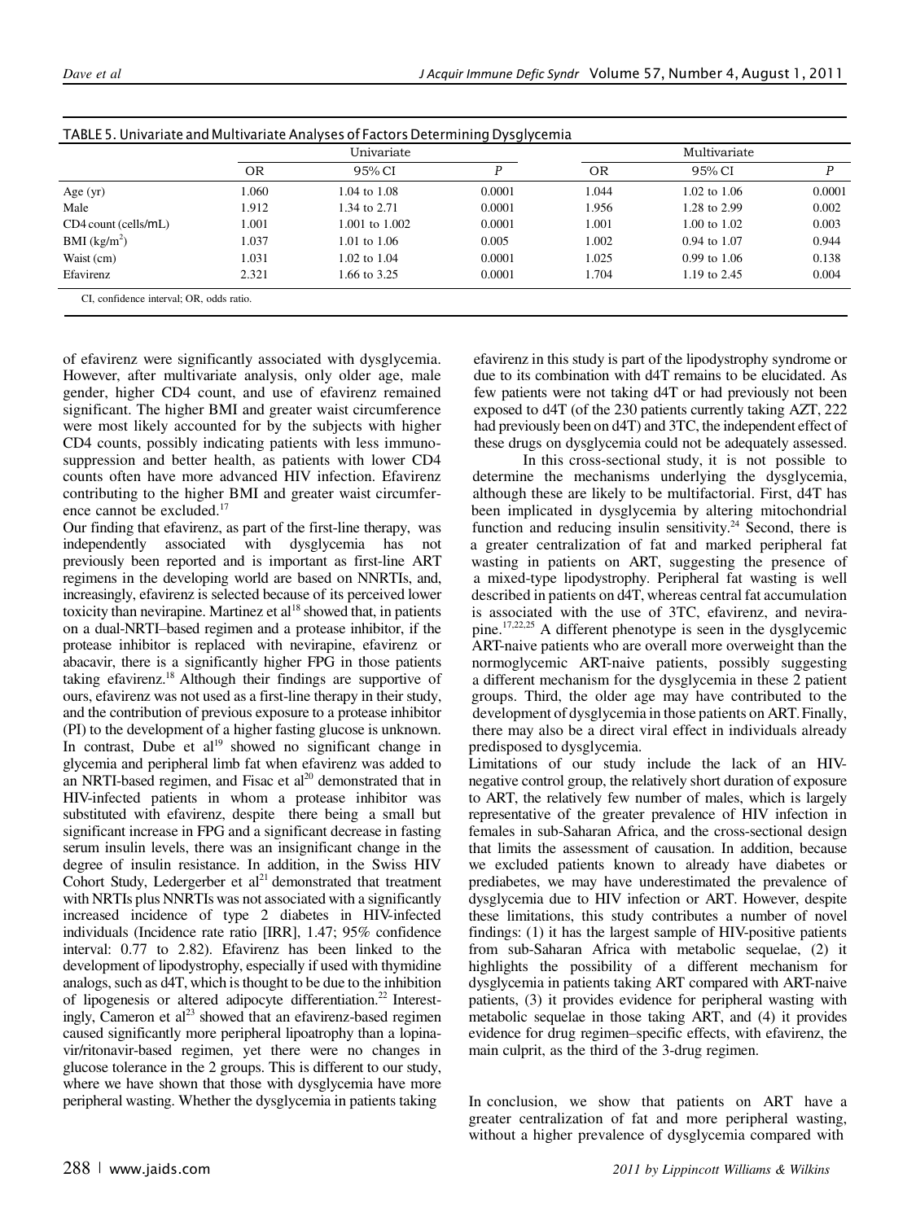TABLE 5. Univariate and Multivariate Analyses of Factors Determining Dysglycemia

| | Univariate | | | Multivariate | | |
|---|---|---|---|---|---|---|
| | OR | 95% CI | *P* | OR | 95% CI | *P* |
| Age (yr) | 1.060 | 1.04 to 1.08 | 0.0001 | 1.044 | 1.02 to 1.06 | 0.0001 |
| Male | 1.912 | 1.34 to 2.71 | 0.0001 | 1.956 | 1.28 to 2.99 | 0.002 |
| CD4 count (cells/mL) | 1.001 | 1.001 to 1.002 | 0.0001 | 1.001 | 1.00 to 1.02 | 0.003 |
| BMI (kg/m$^2$) | 1.037 | 1.01 to 1.06 | 0.005 | 1.002 | 0.94 to 1.07 | 0.944 |
| Waist (cm) | 1.031 | 1.02 to 1.04 | 0.0001 | 1.025 | 0.99 to 1.06 | 0.138 |
| Efavirenz | 2.321 | 1.66 to 3.25 | 0.0001 | 1.704 | 1.19 to 2.45 | 0.004 |

CI, confidence interval; OR, odds ratio.

of efavirenz were significantly associated with dysglycemia. However, after multivariate analysis, only older age, male gender, higher CD4 count, and use of efavirenz remained significant. The higher BMI and greater waist circumference were most likely accounted for by the subjects with higher CD4 counts, possibly indicating patients with less immunosuppression and better health, as patients with lower CD4 counts often have more advanced HIV infection. Efavirenz contributing to the higher BMI and greater waist circumference cannot be excluded.[17]

Our finding that efavirenz, as part of the first-line therapy, was independently associated with dysglycemia has not previously been reported and is important as first-line ART regimens in the developing world are based on NNRTIs, and, increasingly, efavirenz is selected because of its perceived lower toxicity than nevirapine. Martinez et al[18] showed that, in patients on a dual-NRTI–based regimen and a protease inhibitor, if the protease inhibitor is replaced with nevirapine, efavirenz or abacavir, there is a significantly higher FPG in those patients taking efavirenz.[18] Although their findings are supportive of ours, efavirenz was not used as a first-line therapy in their study, and the contribution of previous exposure to a protease inhibitor (PI) to the development of a higher fasting glucose is unknown. In contrast, Dube et al[19] showed no significant change in glycemia and peripheral limb fat when efavirenz was added to an NRTI-based regimen, and Fisac et al[20] demonstrated that in HIV-infected patients in whom a protease inhibitor was substituted with efavirenz, despite there being a small but significant increase in FPG and a significant decrease in fasting serum insulin levels, there was an insignificant change in the degree of insulin resistance. In addition, in the Swiss HIV Cohort Study, Ledergerber et al[21] demonstrated that treatment with NRTIs plus NNRTIs was not associated with a significantly increased incidence of type 2 diabetes in HIV-infected individuals (Incidence rate ratio [IRR], 1.47; 95% confidence interval: 0.77 to 2.82). Efavirenz has been linked to the development of lipodystrophy, especially if used with thymidine analogs, such as d4T, which is thought to be due to the inhibition of lipogenesis or altered adipocyte differentiation.[22] Interestingly, Cameron et al[23] showed that an efavirenz-based regimen caused significantly more peripheral lipoatrophy than a lopinavir/ritonavir-based regimen, yet there were no changes in glucose tolerance in the 2 groups. This is different to our study, where we have shown that those with dysglycemia have more peripheral wasting. Whether the dysglycemia in patients taking efavirenz in this study is part of the lipodystrophy syndrome or due to its combination with d4T remains to be elucidated. As few patients were not taking d4T or had previously not been exposed to d4T (of the 230 patients currently taking AZT, 222 had previously been on d4T) and 3TC, the independent effect of these drugs on dysglycemia could not be adequately assessed.

In this cross-sectional study, it is not possible to determine the mechanisms underlying the dysglycemia, although these are likely to be multifactorial. First, d4T has been implicated in dysglycemia by altering mitochondrial function and reducing insulin sensitivity.[24] Second, there is a greater centralization of fat and marked peripheral fat wasting in patients on ART, suggesting the presence of a mixed-type lipodystrophy. Peripheral fat wasting is well described in patients on d4T, whereas central fat accumulation is associated with the use of 3TC, efavirenz, and nevirapine.[17,22,25] A different phenotype is seen in the dysglycemic ART-naive patients who are overall more overweight than the normoglycemic ART-naive patients, possibly suggesting a different mechanism for the dysglycemia in these 2 patient groups. Third, the older age may have contributed to the development of dysglycemia in those patients on ART. Finally, there may also be a direct viral effect in individuals already predisposed to dysglycemia.

Limitations of our study include the lack of an HIV-negative control group, the relatively short duration of exposure to ART, the relatively few number of males, which is largely representative of the greater prevalence of HIV infection in females in sub-Saharan Africa, and the cross-sectional design that limits the assessment of causation. In addition, because we excluded patients known to already have diabetes or prediabetes, we may have underestimated the prevalence of dysglycemia due to HIV infection or ART. However, despite these limitations, this study contributes a number of novel findings: (1) it has the largest sample of HIV-positive patients from sub-Saharan Africa with metabolic sequelae, (2) it highlights the possibility of a different mechanism for dysglycemia in patients taking ART compared with ART-naive patients, (3) it provides evidence for peripheral wasting with metabolic sequelae in those taking ART, and (4) it provides evidence for drug regimen–specific effects, with efavirenz, the main culprit, as the third of the 3-drug regimen.

In conclusion, we show that patients on ART have a greater centralization of fat and more peripheral wasting, without a higher prevalence of dysglycemia compared with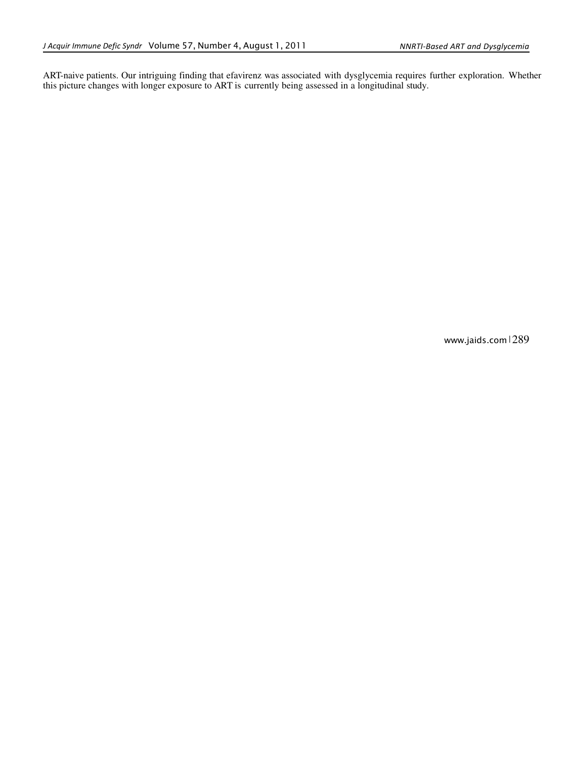ART-naive patients. Our intriguing finding that efavirenz was associated with dysglycemia requires further exploration. Whether this picture changes with longer exposure to ART is currently being assessed in a longitudinal study.